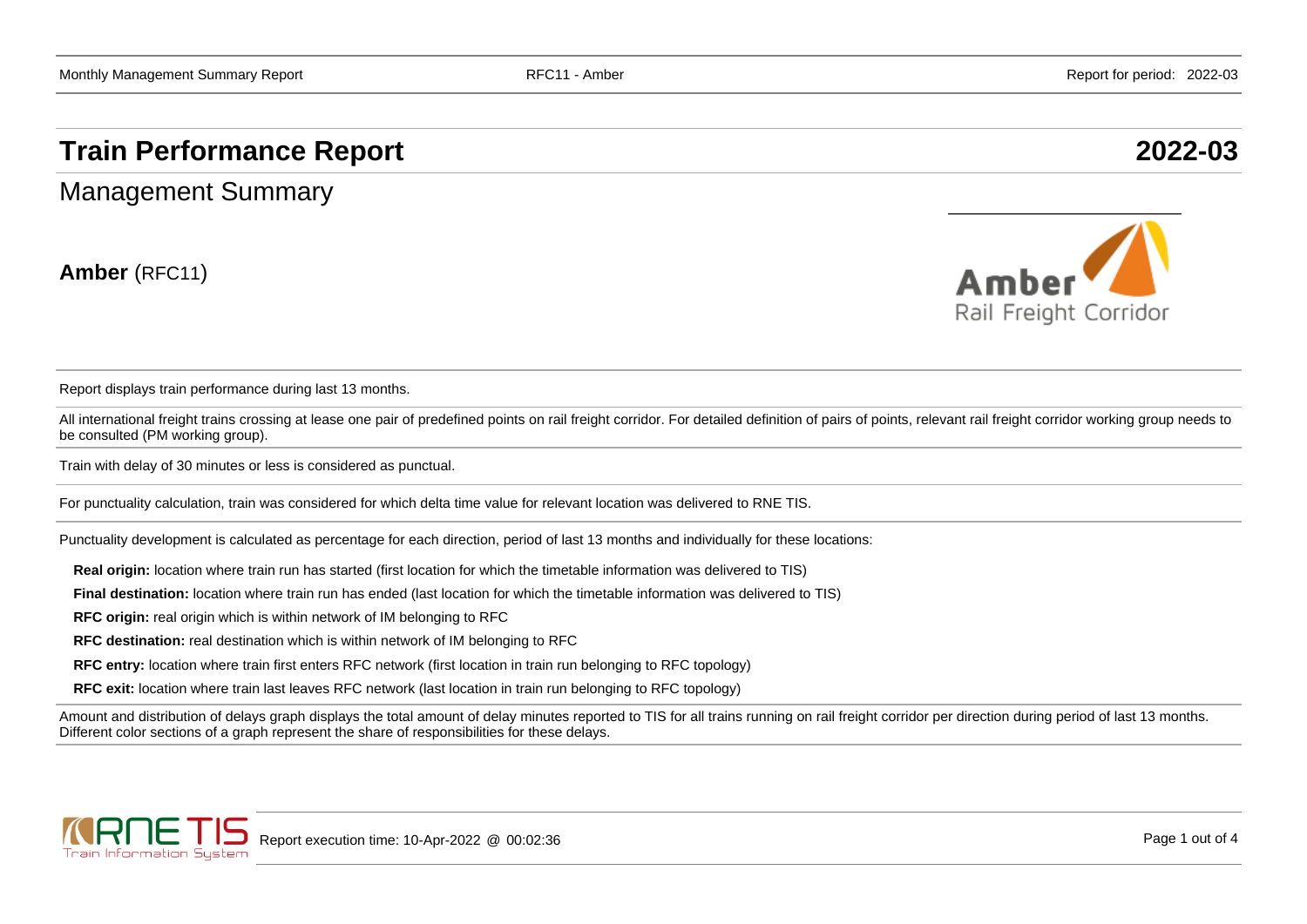# Train Performance Report 2022-03

## Management Summary

**Amber** (RFC11)

Report displays train performance during last 13 months.

All international freight trains crossing at lease one pair of predefined points on rail freight corridor. For detailed definition of pairs of points, relevant rail freight corridor working group needs to be consulted (PM working group).

Train with delay of 30 minutes or less is considered as punctual.

For punctuality calculation, train was considered for which delta time value for relevant location was delivered to RNE TIS.

Punctuality development is calculated as percentage for each direction, period of last 13 months and individually for these locations:

**Real origin:** location where train run has started (first location for which the timetable information was delivered to TIS)

**Final destination:** location where train run has ended (last location for which the timetable information was delivered to TIS)

**RFC origin:** real origin which is within network of IM belonging to RFC

**RFC destination:** real destination which is within network of IM belonging to RFC

**RFC entry:** location where train first enters RFC network (first location in train run belonging to RFC topology)

**RFC exit:** location where train last leaves RFC network (last location in train run belonging to RFC topology)

Amount and distribution of delays graph displays the total amount of delay minutes reported to TIS for all trains running on rail freight corridor per direction during period of last 13 months. Different color sections of a graph represent the share of responsibilities for these delays.

Report execution time: 10-Apr-2022 @ 00:02:36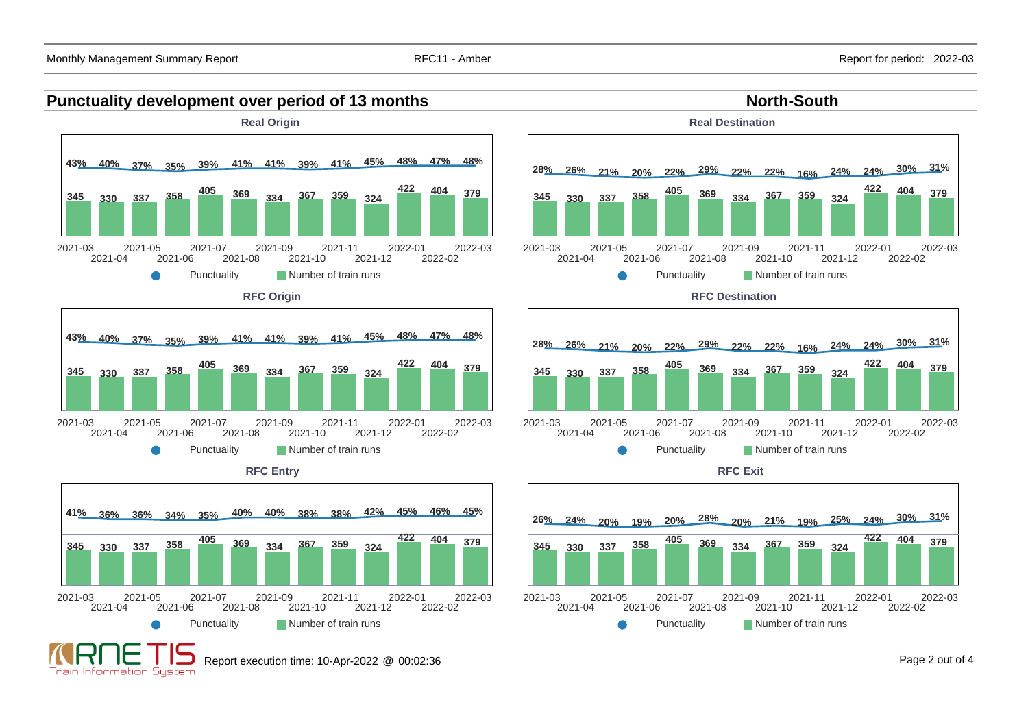## Punctuality development over period of 13 months

## North-South

### Real Origin

43% 40% 37% 35% 39% 41% 41% 39% 41% 45% 48% 47% 48%

345 330 337 358 405 369 334 367 359 324 422 404 379

2021-03 2021-04 2021-05 2021-06 2021-07 2021-08 2021-09 2021-10 2021-11 2021-12 2022-01 2022-02 2022-03

Punctuality Number of train runs

### Real Destination

28% 26% 21% 20% 22% 29% 22% 22% 16% 24% 24% 30% 31%

345 330 337 358 405 369 334 367 359 324 422 404 379

2021-03 2021-04 2021-05 2021-06 2021-07 2021-08 2021-09 2021-10 2021-11 2021-12 2022-01 2022-02 2022-03

Punctuality Number of train runs

### RFC Origin

43% 40% 37% 35% 39% 41% 41% 39% 41% 45% 48% 47% 48%

345 330 337 358 405 369 334 367 359 324 422 404 379

2021-03 2021-04 2021-05 2021-06 2021-07 2021-08 2021-09 2021-10 2021-11 2021-12 2022-01 2022-02 2022-03

Punctuality Number of train runs

### RFC Destination

28% 26% 21% 20% 22% 29% 22% 22% 16% 24% 24% 30% 31%

345 330 337 358 405 369 334 367 359 324 422 404 379

2021-03 2021-04 2021-05 2021-06 2021-07 2021-08 2021-09 2021-10 2021-11 2021-12 2022-01 2022-02 2022-03

Punctuality Number of train runs

### RFC Entry

41% 36% 36% 34% 35% 40% 40% 38% 38% 42% 45% 46% 45%

345 330 337 358 405 369 334 367 359 324 422 404 379

2021-03 2021-04 2021-05 2021-06 2021-07 2021-08 2021-09 2021-10 2021-11 2021-12 2022-01 2022-02 2022-03

Punctuality Number of train runs

### RFC Exit

26% 24% 20% 19% 20% 28% 20% 21% 19% 25% 24% 30% 31%

345 330 337 358 405 369 334 367 359 324 422 404 379

2021-03 2021-04 2021-05 2021-06 2021-07 2021-08 2021-09 2021-10 2021-11 2021-12 2022-01 2022-02 2022-03

Punctuality Number of train runs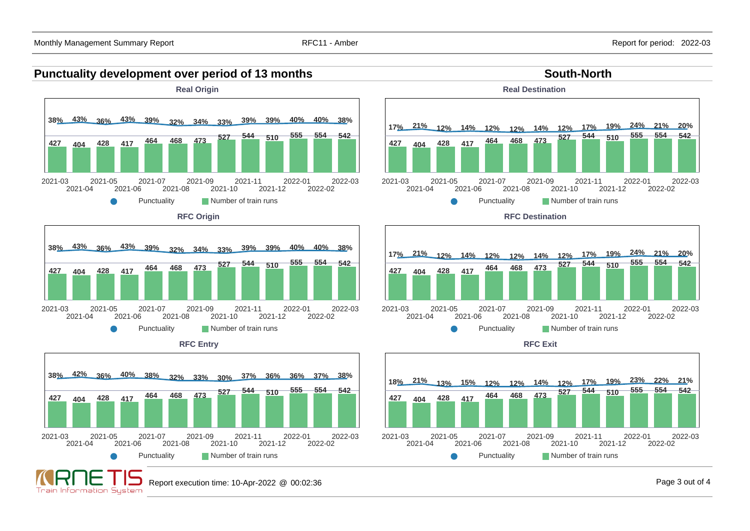## Punctuality development over period of 13 months

## South-North

### Real Origin

38% 43% 36% 43% 39% 32% 34% 33% 39% 39% 40% 40% 38%

427 404 428 417 464 468 473 527 544 510 555 554 542

2021-03 2021-04 2021-05 2021-06 2021-07 2021-08 2021-09 2021-10 2021-11 2021-12 2022-01 2022-02 2022-03

Punctuality   Number of train runs

### Real Destination

17% 21% 12% 14% 12% 12% 14% 12% 17% 19% 24% 21% 20%

427 404 428 417 464 468 473 527 544 510 555 554 542

2021-03 2021-04 2021-05 2021-06 2021-07 2021-08 2021-09 2021-10 2021-11 2021-12 2022-01 2022-02 2022-03

Punctuality   Number of train runs

### RFC Origin

38% 43% 36% 43% 39% 32% 34% 33% 39% 39% 40% 40% 38%

427 404 428 417 464 468 473 527 544 510 555 554 542

2021-03 2021-04 2021-05 2021-06 2021-07 2021-08 2021-09 2021-10 2021-11 2021-12 2022-01 2022-02 2022-03

Punctuality   Number of train runs

### RFC Destination

17% 21% 12% 14% 12% 12% 14% 12% 17% 19% 24% 21% 20%

427 404 428 417 464 468 473 527 544 510 555 554 542

2021-03 2021-04 2021-05 2021-06 2021-07 2021-08 2021-09 2021-10 2021-11 2021-12 2022-01 2022-02 2022-03

Punctuality   Number of train runs

### RFC Entry

38% 42% 36% 40% 38% 32% 33% 30% 37% 36% 36% 37% 38%

427 404 428 417 464 468 473 527 544 510 555 554 542

2021-03 2021-04 2021-05 2021-06 2021-07 2021-08 2021-09 2021-10 2021-11 2021-12 2022-01 2022-02 2022-03

Punctuality   Number of train runs

### RFC Exit

18% 21% 13% 15% 12% 12% 14% 12% 17% 19% 23% 22% 21%

427 404 428 417 464 468 473 527 544 510 555 554 542

2021-03 2021-04 2021-05 2021-06 2021-07 2021-08 2021-09 2021-10 2021-11 2021-12 2022-01 2022-02 2022-03

Punctuality   Number of train runs

Report execution time: 10-Apr-2022 @ 00:02:36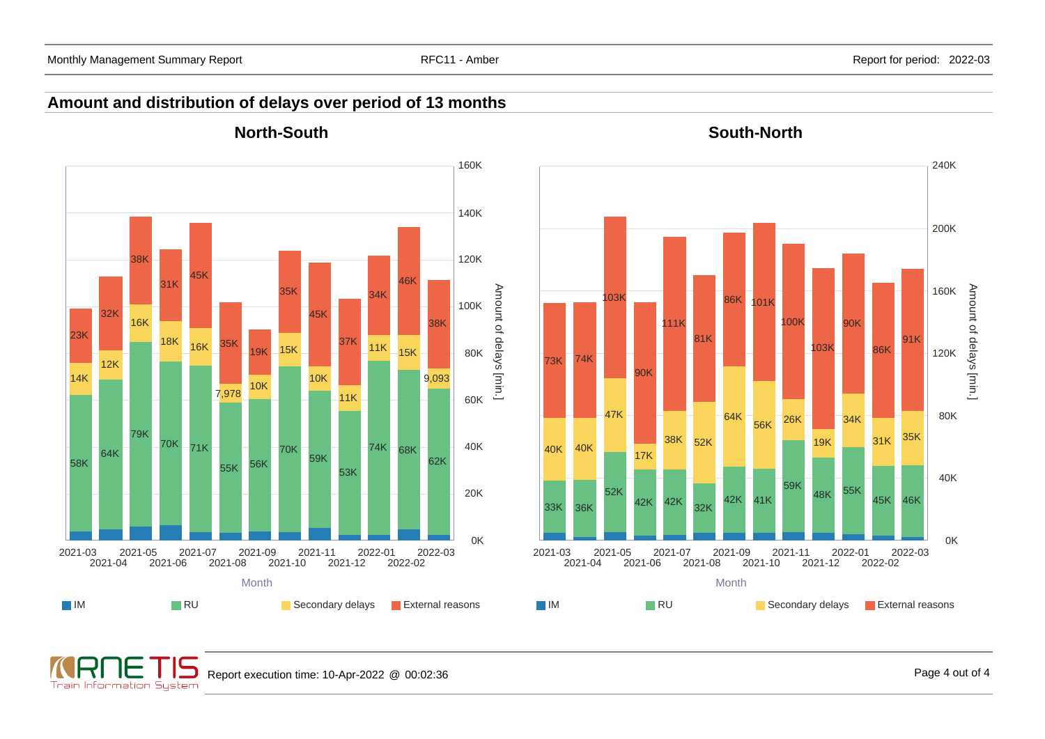## Amount and distribution of delays over period of 13 months

### North-South

Amount of delays [min.]

0K
20K
40K
60K
80K
100K
120K
140K
160K

58K 14K 23K
64K 12K 32K
79K 16K 38K
70K 18K 31K
71K 16K 45K
55K 7,978 35K
56K 10K 19K
70K 15K 35K
59K 10K 45K
53K 11K 37K
74K 11K 34K
68K 15K 46K
62K 9,093 38K

2021-03 2021-04 2021-05 2021-06 2021-07 2021-08 2021-09 2021-10 2021-11 2021-12 2022-01 2022-02 2022-03

Month

IM RU Secondary delays External reasons

### South-North

Amount of delays [min.]

0K
40K
80K
120K
160K
200K
240K

33K 40K 73K
36K 40K 74K
52K 47K 103K
42K 17K 90K
42K 38K 111K
32K 52K 81K
42K 64K 86K
41K 56K 101K
59K 26K 100K
48K 19K 103K
55K 34K 90K
45K 31K 86K
46K 35K 91K

2021-03 2021-04 2021-05 2021-06 2021-07 2021-08 2021-09 2021-10 2021-11 2021-12 2022-01 2022-02 2022-03

Month

IM RU Secondary delays External reasons